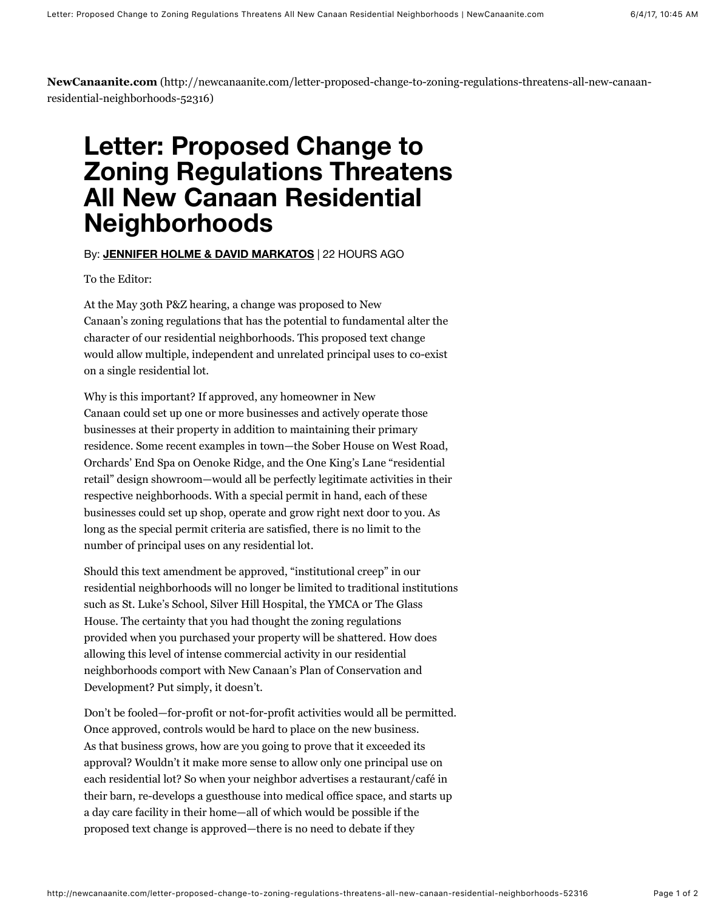**NewCanaanite.com** (http://newcanaanite.com/letter-proposed-change-to-zoning-regulations-threatens-all-new-canaan-residential-neighborhoods-52316)

# Letter: Proposed Change to Zoning Regulations Threatens All New Canaan Residential Neighborhoods

By: **JENNIFER HOLME & DAVID MARKATOS** | 22 HOURS AGO

To the Editor:

At the May 30th P&Z hearing, a change was proposed to New Canaan's zoning regulations that has the potential to fundamental alter the character of our residential neighborhoods. This proposed text change would allow multiple, independent and unrelated principal uses to co-exist on a single residential lot.

Why is this important? If approved, any homeowner in New Canaan could set up one or more businesses and actively operate those businesses at their property in addition to maintaining their primary residence. Some recent examples in town—the Sober House on West Road, Orchards' End Spa on Oenoke Ridge, and the One King's Lane "residential retail" design showroom—would all be perfectly legitimate activities in their respective neighborhoods. With a special permit in hand, each of these businesses could set up shop, operate and grow right next door to you. As long as the special permit criteria are satisfied, there is no limit to the number of principal uses on any residential lot.

Should this text amendment be approved, "institutional creep" in our residential neighborhoods will no longer be limited to traditional institutions such as St. Luke's School, Silver Hill Hospital, the YMCA or The Glass House. The certainty that you had thought the zoning regulations provided when you purchased your property will be shattered. How does allowing this level of intense commercial activity in our residential neighborhoods comport with New Canaan's Plan of Conservation and Development? Put simply, it doesn't.

Don't be fooled—for-profit or not-for-profit activities would all be permitted. Once approved, controls would be hard to place on the new business. As that business grows, how are you going to prove that it exceeded its approval? Wouldn't it make more sense to allow only one principal use on each residential lot? So when your neighbor advertises a restaurant/café in their barn, re-develops a guesthouse into medical office space, and starts up a day care facility in their home—all of which would be possible if the proposed text change is approved—there is no need to debate if they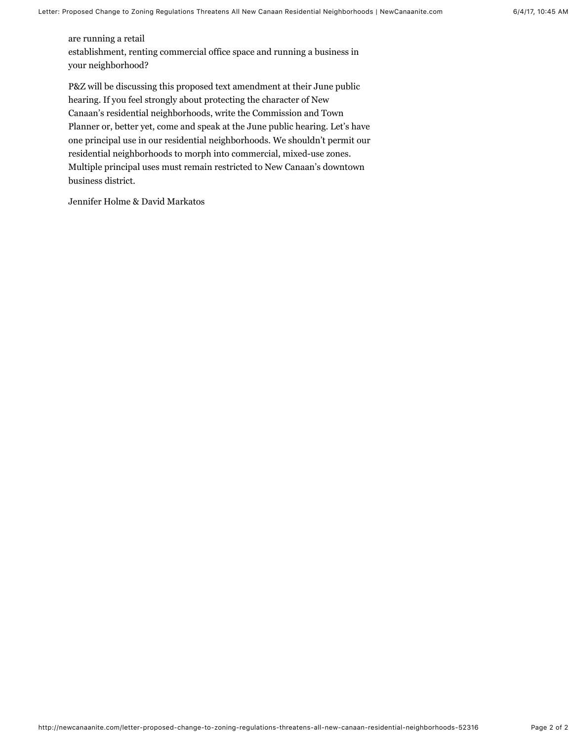are running a retail establishment, renting commercial office space and running a business in your neighborhood?

P&Z will be discussing this proposed text amendment at their June public hearing. If you feel strongly about protecting the character of New Canaan's residential neighborhoods, write the Commission and Town Planner or, better yet, come and speak at the June public hearing. Let's have one principal use in our residential neighborhoods. We shouldn't permit our residential neighborhoods to morph into commercial, mixed-use zones. Multiple principal uses must remain restricted to New Canaan's downtown business district.

Jennifer Holme & David Markatos